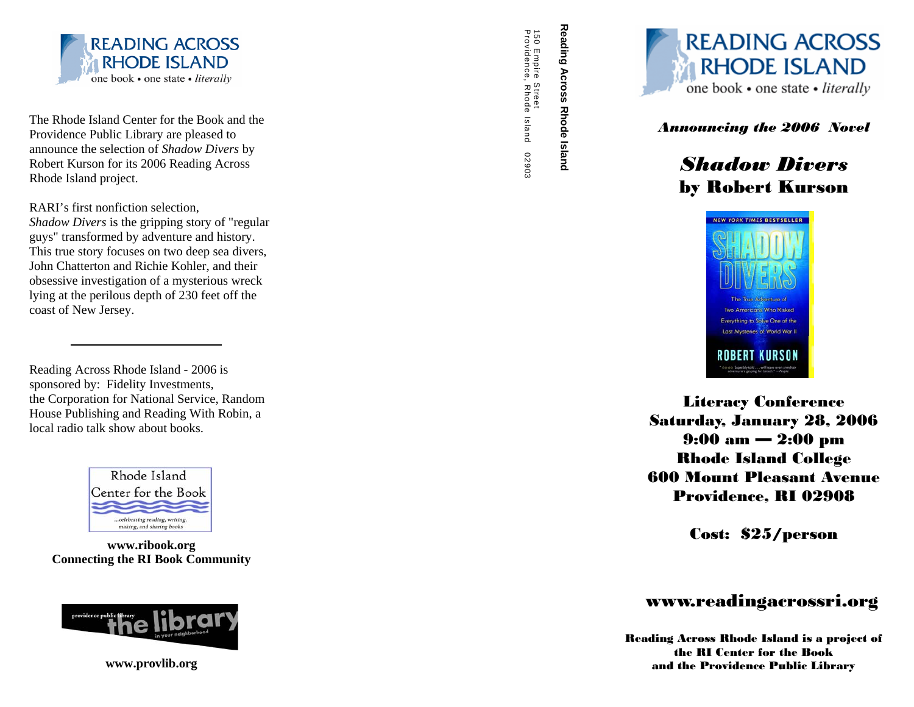**READING ACROSS RHODE ISLAND**
one book • one state • *literally*

The Rhode Island Center for the Book and the Providence Public Library are pleased to announce the selection of *Shadow Divers* by Robert Kurson for its 2006 Reading Across Rhode Island project.

RARI's first nonfiction selection, *Shadow Divers* is the gripping story of "regular guys" transformed by adventure and history. This true story focuses on two deep sea divers, John Chatterton and Richie Kohler, and their obsessive investigation of a mysterious wreck lying at the perilous depth of 230 feet off the coast of New Jersey.

---

Reading Across Rhode Island - 2006 is sponsored by: Fidelity Investments, the Corporation for National Service, Random House Publishing and Reading With Robin, a local radio talk show about books.

Rhode Island Center for the Book
...celebrating reading, writing, making, and sharing books

**www.ribook.org**
**Connecting the RI Book Community**

providence public library the library in your neighborhood

**www.provlib.org**

**Reading Across Rhode Island**
150 Empire Street
Providence, Rhode Island 02903

**READING ACROSS RHODE ISLAND**
one book • one state • *literally*

***Announcing the 2006 Novel***

## ***Shadow Divers***
## **by Robert Kurson**

NEW YORK TIMES BESTSELLER
SHADOW DIVERS
The True Adventure of Two Americans Who Risked Everything to Solve One of the Last Mysteries of World War II
ROBERT KURSON

**Literacy Conference**
**Saturday, January 28, 2006**
**9:00 am — 2:00 pm**
**Rhode Island College**
**600 Mount Pleasant Avenue**
**Providence, RI 02908**

**Cost: $25/person**

## **www.readingacrossri.org**

**Reading Across Rhode Island is a project of the RI Center for the Book and the Providence Public Library**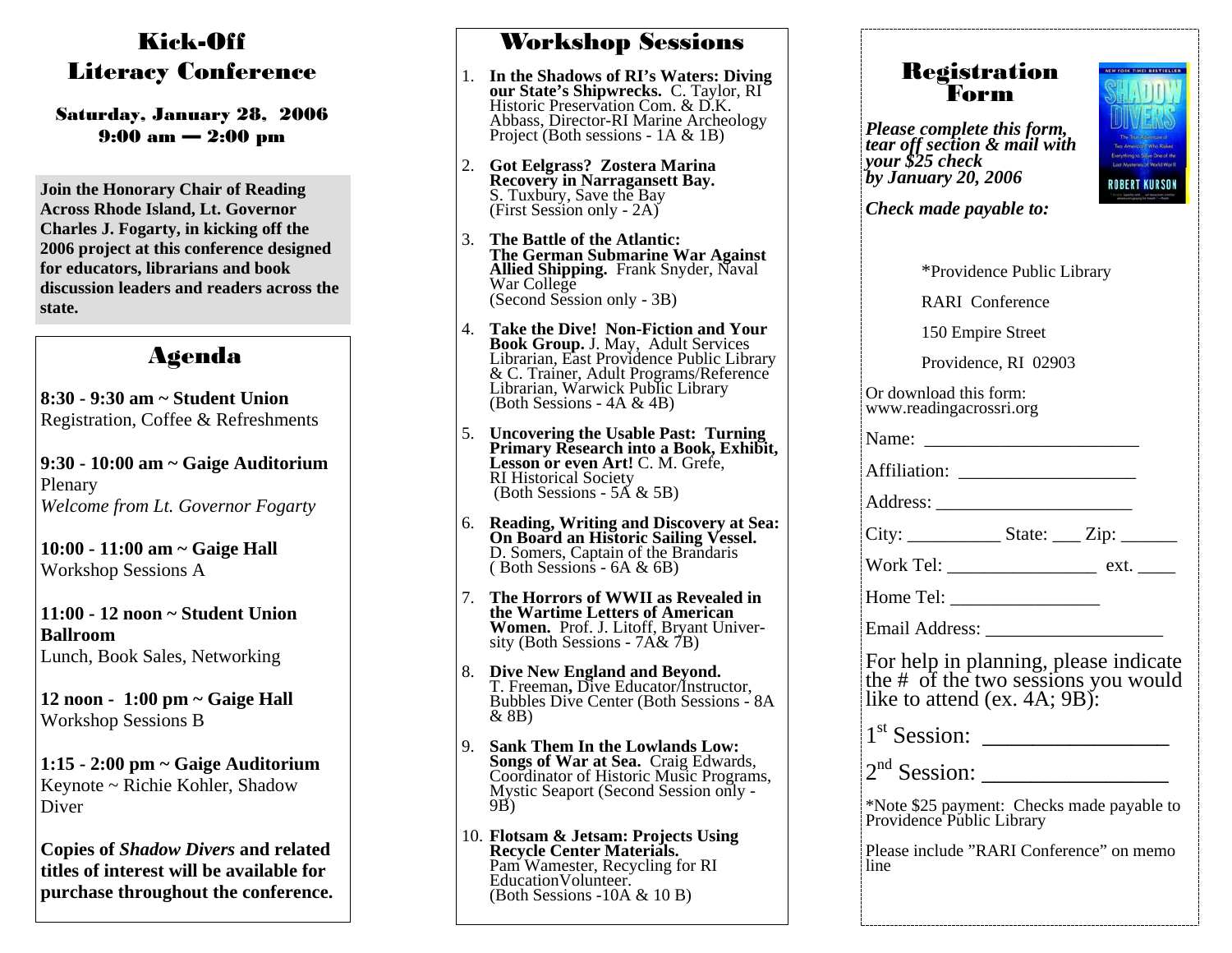# Kick-Off Literacy Conference

**Saturday, January 28, 2006**
**9:00 am — 2:00 pm**

**Join the Honorary Chair of Reading Across Rhode Island, Lt. Governor Charles J. Fogarty, in kicking off the 2006 project at this conference designed for educators, librarians and book discussion leaders and readers across the state.**

## Agenda

**8:30 - 9:30 am ~ Student Union**
Registration, Coffee & Refreshments

**9:30 - 10:00 am ~ Gaige Auditorium**
Plenary
*Welcome from Lt. Governor Fogarty*

**10:00 - 11:00 am ~ Gaige Hall**
Workshop Sessions A

**11:00 - 12 noon ~ Student Union Ballroom**
Lunch, Book Sales, Networking

**12 noon - 1:00 pm ~ Gaige Hall**
Workshop Sessions B

**1:15 - 2:00 pm ~ Gaige Auditorium**
Keynote ~ Richie Kohler, Shadow Diver

**Copies of *Shadow Divers* and related titles of interest will be available for purchase throughout the conference.**

## Workshop Sessions

1. **In the Shadows of RI's Waters: Diving our State's Shipwrecks.** C. Taylor, RI Historic Preservation Com. & D.K. Abbass, Director-RI Marine Archeology Project (Both sessions - 1A & 1B)
2. **Got Eelgrass? Zostera Marina Recovery in Narragansett Bay.** S. Tuxbury, Save the Bay (First Session only - 2A)
3. **The Battle of the Atlantic: The German Submarine War Against Allied Shipping.** Frank Snyder, Naval War College (Second Session only - 3B)
4. **Take the Dive! Non-Fiction and Your Book Group.** J. May, Adult Services Librarian, East Providence Public Library & C. Trainer, Adult Programs/Reference Librarian, Warwick Public Library (Both Sessions - 4A & 4B)
5. **Uncovering the Usable Past: Turning Primary Research into a Book, Exhibit, Lesson or even Art!** C. M. Grefe, RI Historical Society (Both Sessions - 5A & 5B)
6. **Reading, Writing and Discovery at Sea: On Board an Historic Sailing Vessel.** D. Somers, Captain of the Brandaris ( Both Sessions - 6A & 6B)
7. **The Horrors of WWII as Revealed in the Wartime Letters of American Women.** Prof. J. Litoff, Bryant University (Both Sessions - 7A& 7B)
8. **Dive New England and Beyond.** T. Freeman**,** Dive Educator/Instructor, Bubbles Dive Center (Both Sessions - 8A & 8B)
9. **Sank Them In the Lowlands Low: Songs of War at Sea.** Craig Edwards, Coordinator of Historic Music Programs, Mystic Seaport (Second Session only - 9B)
10. **Flotsam & Jetsam: Projects Using Recycle Center Materials.** Pam Wamester, Recycling for RI EducationVolunteer. (Both Sessions -10A & 10 B)

## Registration Form

***Please complete this form, tear off section & mail with your $25 check by January 20, 2006***

***Check made payable to:***

*Providence Public Library
RARI Conference
150 Empire Street
Providence, RI 02903

Or download this form: www.readingacrossri.org

Name: _______________________

Affiliation: ___________________

Address: _____________________

City: __________ State: ___ Zip: ______

Work Tel: ________________ ext. ____

Home Tel: ________________

Email Address: ___________________

For help in planning, please indicate the # of the two sessions you would like to attend (ex. 4A; 9B):

1st Session: ________________

2nd Session: ________________

*Note $25 payment: Checks made payable to Providence Public Library

Please include "RARI Conference" on memo line